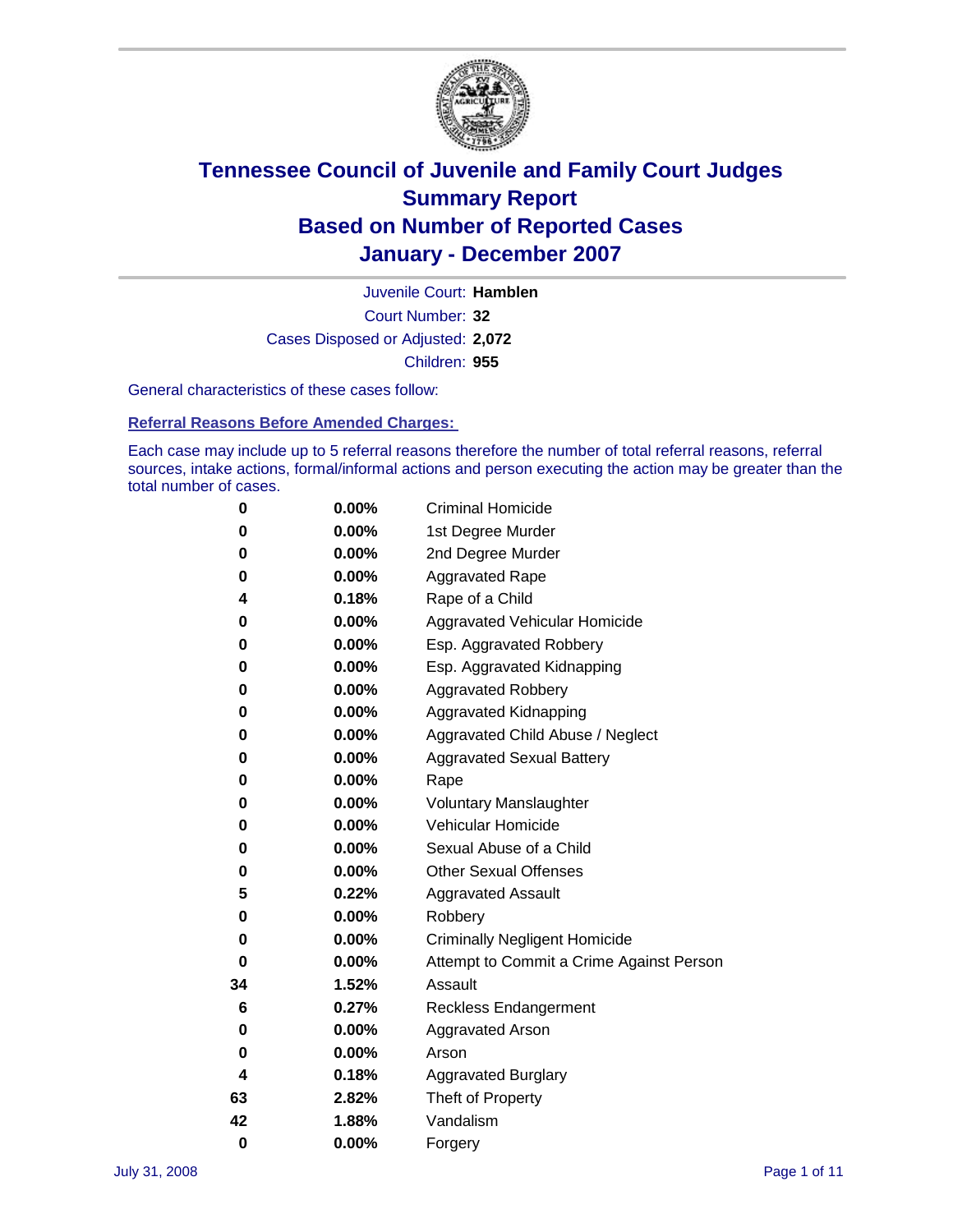# Tennessee Council of Juvenile and Family Court Judges
## Summary Report
## Based on Number of Reported Cases
## January - December 2007

Juvenile Court: **Hamblen**
Court Number: **32**
Cases Disposed or Adjusted: **2,072**
Children: **955**

General characteristics of these cases follow:

### Referral Reasons Before Amended Charges:

Each case may include up to 5 referral reasons therefore the number of total referral reasons, referral sources, intake actions, formal/informal actions and person executing the action may be greater than the total number of cases.

| | | |
|---|---|---|
| 0 | 0.00% | Criminal Homicide |
| 0 | 0.00% | 1st Degree Murder |
| 0 | 0.00% | 2nd Degree Murder |
| 0 | 0.00% | Aggravated Rape |
| 4 | 0.18% | Rape of a Child |
| 0 | 0.00% | Aggravated Vehicular Homicide |
| 0 | 0.00% | Esp. Aggravated Robbery |
| 0 | 0.00% | Esp. Aggravated Kidnapping |
| 0 | 0.00% | Aggravated Robbery |
| 0 | 0.00% | Aggravated Kidnapping |
| 0 | 0.00% | Aggravated Child Abuse / Neglect |
| 0 | 0.00% | Aggravated Sexual Battery |
| 0 | 0.00% | Rape |
| 0 | 0.00% | Voluntary Manslaughter |
| 0 | 0.00% | Vehicular Homicide |
| 0 | 0.00% | Sexual Abuse of a Child |
| 0 | 0.00% | Other Sexual Offenses |
| 5 | 0.22% | Aggravated Assault |
| 0 | 0.00% | Robbery |
| 0 | 0.00% | Criminally Negligent Homicide |
| 0 | 0.00% | Attempt to Commit a Crime Against Person |
| 34 | 1.52% | Assault |
| 6 | 0.27% | Reckless Endangerment |
| 0 | 0.00% | Aggravated Arson |
| 0 | 0.00% | Arson |
| 4 | 0.18% | Aggravated Burglary |
| 63 | 2.82% | Theft of Property |
| 42 | 1.88% | Vandalism |
| 0 | 0.00% | Forgery |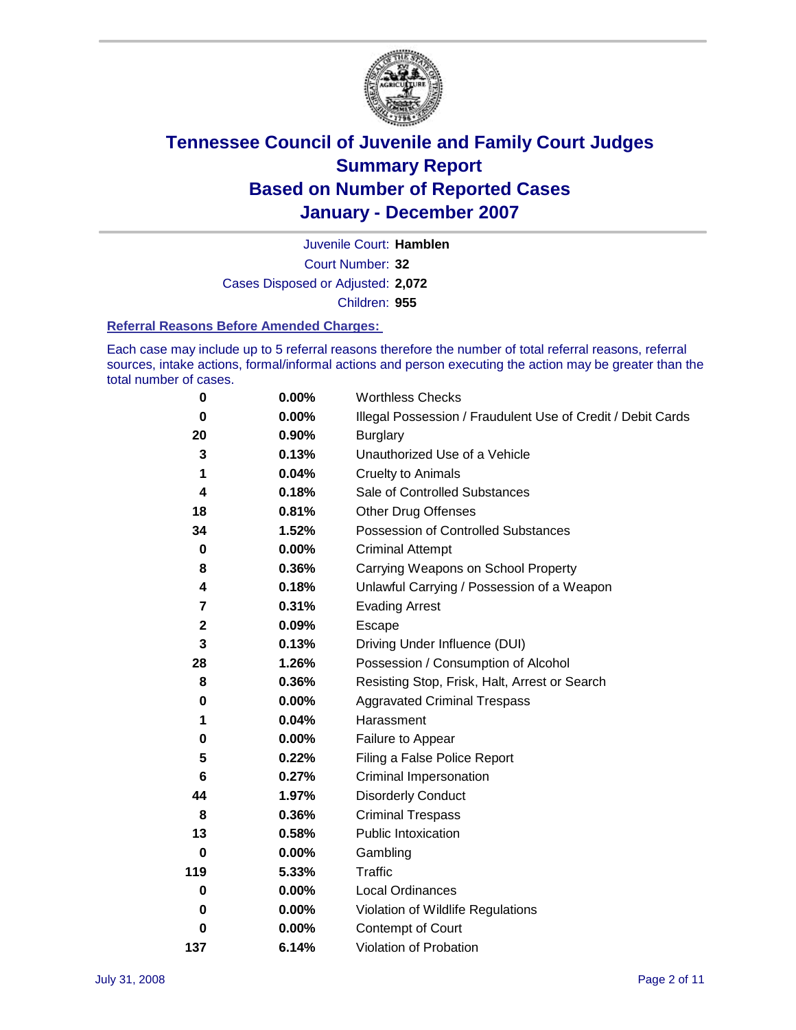# Tennessee Council of Juvenile and Family Court Judges
## Summary Report
## Based on Number of Reported Cases
## January - December 2007

Juvenile Court: **Hamblen**

Court Number: **32**

Cases Disposed or Adjusted: **2,072**

Children: **955**

### Referral Reasons Before Amended Charges:

Each case may include up to 5 referral reasons therefore the number of total referral reasons, referral sources, intake actions, formal/informal actions and person executing the action may be greater than the total number of cases.

| | | |
|---|---|---|
| 0 | 0.00% | Worthless Checks |
| 0 | 0.00% | Illegal Possession / Fraudulent Use of Credit / Debit Cards |
| 20 | 0.90% | Burglary |
| 3 | 0.13% | Unauthorized Use of a Vehicle |
| 1 | 0.04% | Cruelty to Animals |
| 4 | 0.18% | Sale of Controlled Substances |
| 18 | 0.81% | Other Drug Offenses |
| 34 | 1.52% | Possession of Controlled Substances |
| 0 | 0.00% | Criminal Attempt |
| 8 | 0.36% | Carrying Weapons on School Property |
| 4 | 0.18% | Unlawful Carrying / Possession of a Weapon |
| 7 | 0.31% | Evading Arrest |
| 2 | 0.09% | Escape |
| 3 | 0.13% | Driving Under Influence (DUI) |
| 28 | 1.26% | Possession / Consumption of Alcohol |
| 8 | 0.36% | Resisting Stop, Frisk, Halt, Arrest or Search |
| 0 | 0.00% | Aggravated Criminal Trespass |
| 1 | 0.04% | Harassment |
| 0 | 0.00% | Failure to Appear |
| 5 | 0.22% | Filing a False Police Report |
| 6 | 0.27% | Criminal Impersonation |
| 44 | 1.97% | Disorderly Conduct |
| 8 | 0.36% | Criminal Trespass |
| 13 | 0.58% | Public Intoxication |
| 0 | 0.00% | Gambling |
| 119 | 5.33% | Traffic |
| 0 | 0.00% | Local Ordinances |
| 0 | 0.00% | Violation of Wildlife Regulations |
| 0 | 0.00% | Contempt of Court |
| 137 | 6.14% | Violation of Probation |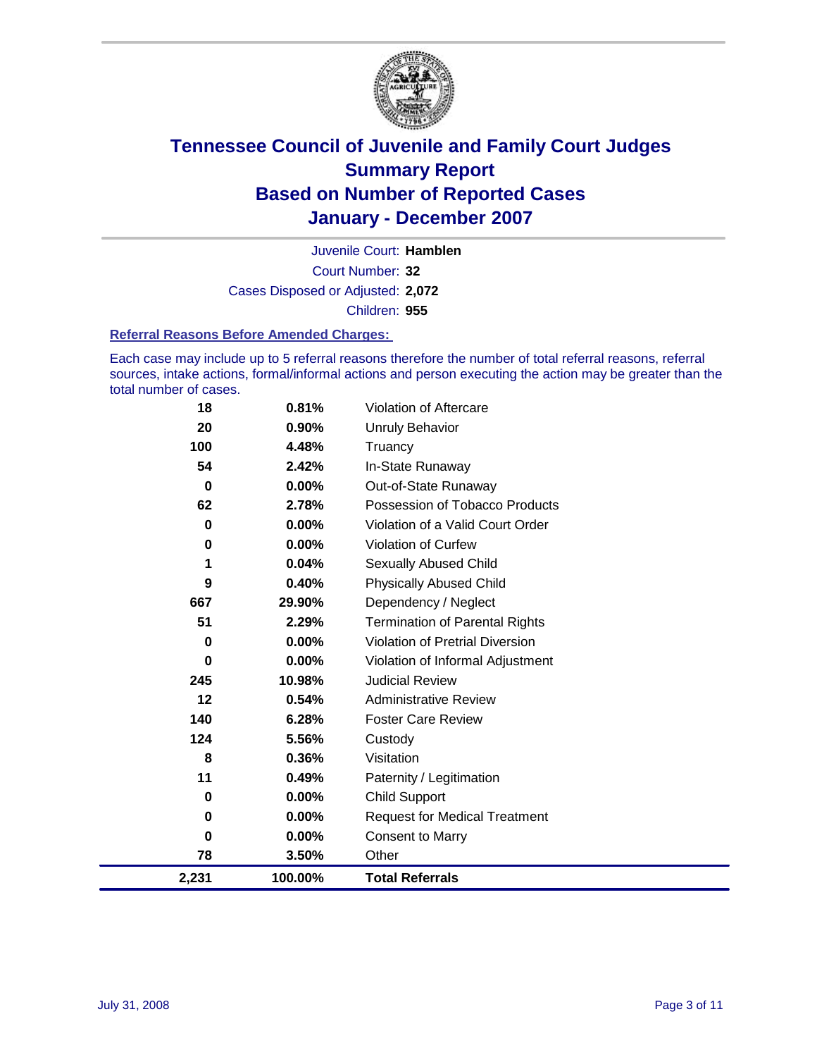# Tennessee Council of Juvenile and Family Court Judges
# Summary Report
# Based on Number of Reported Cases
# January - December 2007

Juvenile Court: **Hamblen**

Court Number: **32**

Cases Disposed or Adjusted: **2,072**

Children: **955**

### Referral Reasons Before Amended Charges:

Each case may include up to 5 referral reasons therefore the number of total referral reasons, referral sources, intake actions, formal/informal actions and person executing the action may be greater than the total number of cases.

| | | |
|---|---|---|
| 18 | 0.81% | Violation of Aftercare |
| 20 | 0.90% | Unruly Behavior |
| 100 | 4.48% | Truancy |
| 54 | 2.42% | In-State Runaway |
| 0 | 0.00% | Out-of-State Runaway |
| 62 | 2.78% | Possession of Tobacco Products |
| 0 | 0.00% | Violation of a Valid Court Order |
| 0 | 0.00% | Violation of Curfew |
| 1 | 0.04% | Sexually Abused Child |
| 9 | 0.40% | Physically Abused Child |
| 667 | 29.90% | Dependency / Neglect |
| 51 | 2.29% | Termination of Parental Rights |
| 0 | 0.00% | Violation of Pretrial Diversion |
| 0 | 0.00% | Violation of Informal Adjustment |
| 245 | 10.98% | Judicial Review |
| 12 | 0.54% | Administrative Review |
| 140 | 6.28% | Foster Care Review |
| 124 | 5.56% | Custody |
| 8 | 0.36% | Visitation |
| 11 | 0.49% | Paternity / Legitimation |
| 0 | 0.00% | Child Support |
| 0 | 0.00% | Request for Medical Treatment |
| 0 | 0.00% | Consent to Marry |
| 78 | 3.50% | Other |
| **2,231** | **100.00%** | **Total Referrals** |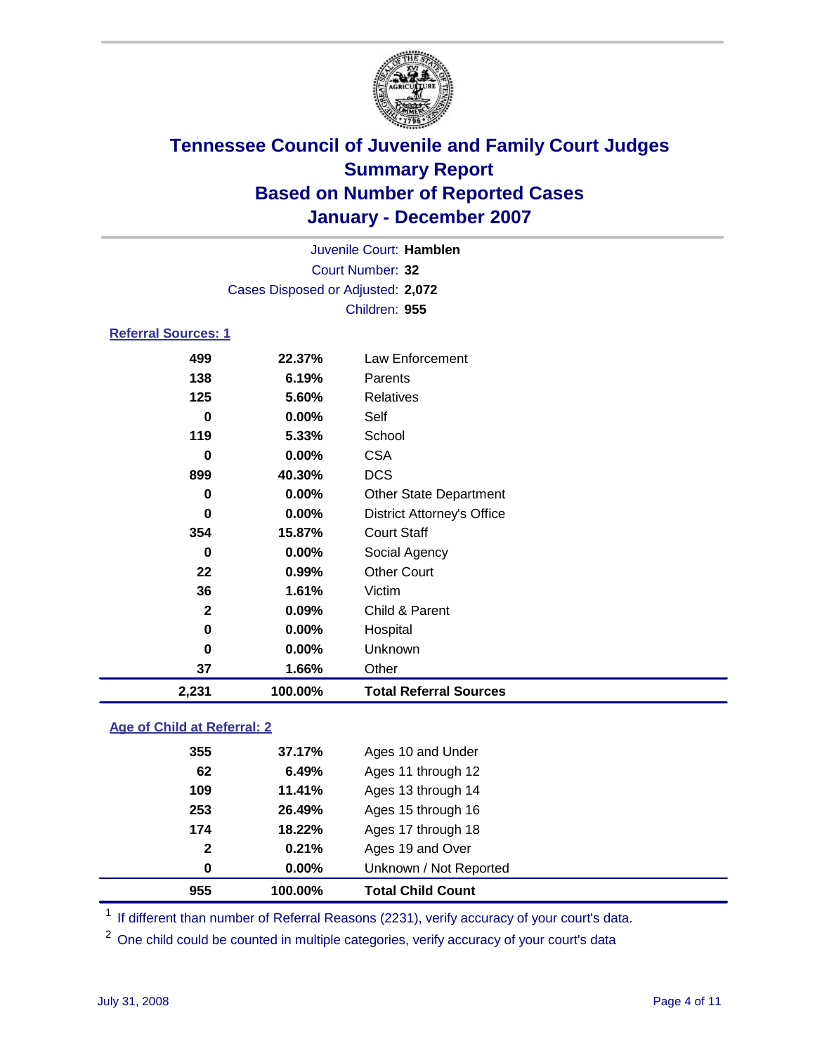# Tennessee Council of Juvenile and Family Court Judges
## Summary Report
## Based on Number of Reported Cases
## January - December 2007

Juvenile Court: **Hamblen**
Court Number: **32**
Cases Disposed or Adjusted: **2,072**
Children: **955**

### Referral Sources: 1

| Count | Percent | Source |
|---|---|---|
| 499 | 22.37% | Law Enforcement |
| 138 | 6.19% | Parents |
| 125 | 5.60% | Relatives |
| 0 | 0.00% | Self |
| 119 | 5.33% | School |
| 0 | 0.00% | CSA |
| 899 | 40.30% | DCS |
| 0 | 0.00% | Other State Department |
| 0 | 0.00% | District Attorney's Office |
| 354 | 15.87% | Court Staff |
| 0 | 0.00% | Social Agency |
| 22 | 0.99% | Other Court |
| 36 | 1.61% | Victim |
| 2 | 0.09% | Child & Parent |
| 0 | 0.00% | Hospital |
| 0 | 0.00% | Unknown |
| 37 | 1.66% | Other |
| **2,231** | **100.00%** | **Total Referral Sources** |

### Age of Child at Referral: 2

| Count | Percent | Age |
|---|---|---|
| 355 | 37.17% | Ages 10 and Under |
| 62 | 6.49% | Ages 11 through 12 |
| 109 | 11.41% | Ages 13 through 14 |
| 253 | 26.49% | Ages 15 through 16 |
| 174 | 18.22% | Ages 17 through 18 |
| 2 | 0.21% | Ages 19 and Over |
| 0 | 0.00% | Unknown / Not Reported |
| **955** | **100.00%** | **Total Child Count** |

[1] If different than number of Referral Reasons (2231), verify accuracy of your court's data.

[2] One child could be counted in multiple categories, verify accuracy of your court's data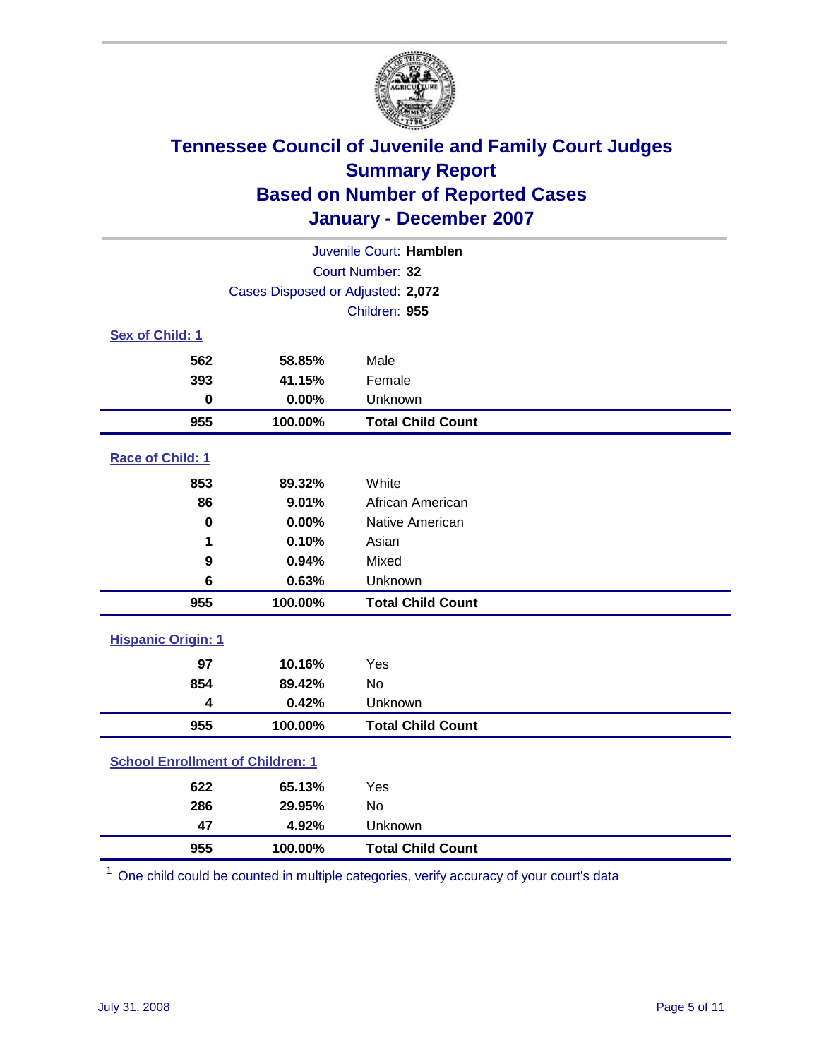# Tennessee Council of Juvenile and Family Court Judges
## Summary Report
## Based on Number of Reported Cases
## January - December 2007

Juvenile Court: **Hamblen**

Court Number: **32**

Cases Disposed or Adjusted: **2,072**

Children: **955**

### Sex of Child: [1]

| Count | Percent | Category |
|---|---|---|
| 562 | 58.85% | Male |
| 393 | 41.15% | Female |
| 0 | 0.00% | Unknown |
| **955** | **100.00%** | **Total Child Count** |

### Race of Child: [1]

| Count | Percent | Category |
|---|---|---|
| 853 | 89.32% | White |
| 86 | 9.01% | African American |
| 0 | 0.00% | Native American |
| 1 | 0.10% | Asian |
| 9 | 0.94% | Mixed |
| 6 | 0.63% | Unknown |
| **955** | **100.00%** | **Total Child Count** |

### Hispanic Origin: [1]

| Count | Percent | Category |
|---|---|---|
| 97 | 10.16% | Yes |
| 854 | 89.42% | No |
| 4 | 0.42% | Unknown |
| **955** | **100.00%** | **Total Child Count** |

### School Enrollment of Children: [1]

| Count | Percent | Category |
|---|---|---|
| 622 | 65.13% | Yes |
| 286 | 29.95% | No |
| 47 | 4.92% | Unknown |
| **955** | **100.00%** | **Total Child Count** |

[1] One child could be counted in multiple categories, verify accuracy of your court's data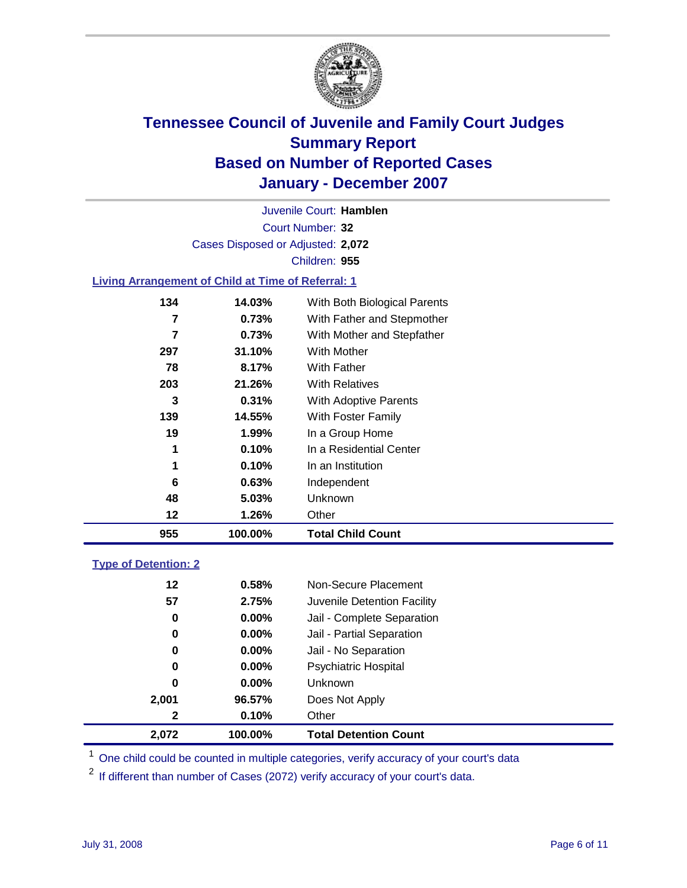# Tennessee Council of Juvenile and Family Court Judges
## Summary Report
## Based on Number of Reported Cases
## January - December 2007

Juvenile Court: **Hamblen**

Court Number: **32**

Cases Disposed or Adjusted: **2,072**

Children: **955**

### Living Arrangement of Child at Time of Referral: 1

| | | |
|---|---|---|
| 134 | 14.03% | With Both Biological Parents |
| 7 | 0.73% | With Father and Stepmother |
| 7 | 0.73% | With Mother and Stepfather |
| 297 | 31.10% | With Mother |
| 78 | 8.17% | With Father |
| 203 | 21.26% | With Relatives |
| 3 | 0.31% | With Adoptive Parents |
| 139 | 14.55% | With Foster Family |
| 19 | 1.99% | In a Group Home |
| 1 | 0.10% | In a Residential Center |
| 1 | 0.10% | In an Institution |
| 6 | 0.63% | Independent |
| 48 | 5.03% | Unknown |
| 12 | 1.26% | Other |
| **955** | **100.00%** | **Total Child Count** |

### Type of Detention: 2

| | | |
|---|---|---|
| 12 | 0.58% | Non-Secure Placement |
| 57 | 2.75% | Juvenile Detention Facility |
| 0 | 0.00% | Jail - Complete Separation |
| 0 | 0.00% | Jail - Partial Separation |
| 0 | 0.00% | Jail - No Separation |
| 0 | 0.00% | Psychiatric Hospital |
| 0 | 0.00% | Unknown |
| 2,001 | 96.57% | Does Not Apply |
| 2 | 0.10% | Other |
| **2,072** | **100.00%** | **Total Detention Count** |

[1] One child could be counted in multiple categories, verify accuracy of your court's data

[2] If different than number of Cases (2072) verify accuracy of your court's data.

July 31, 2008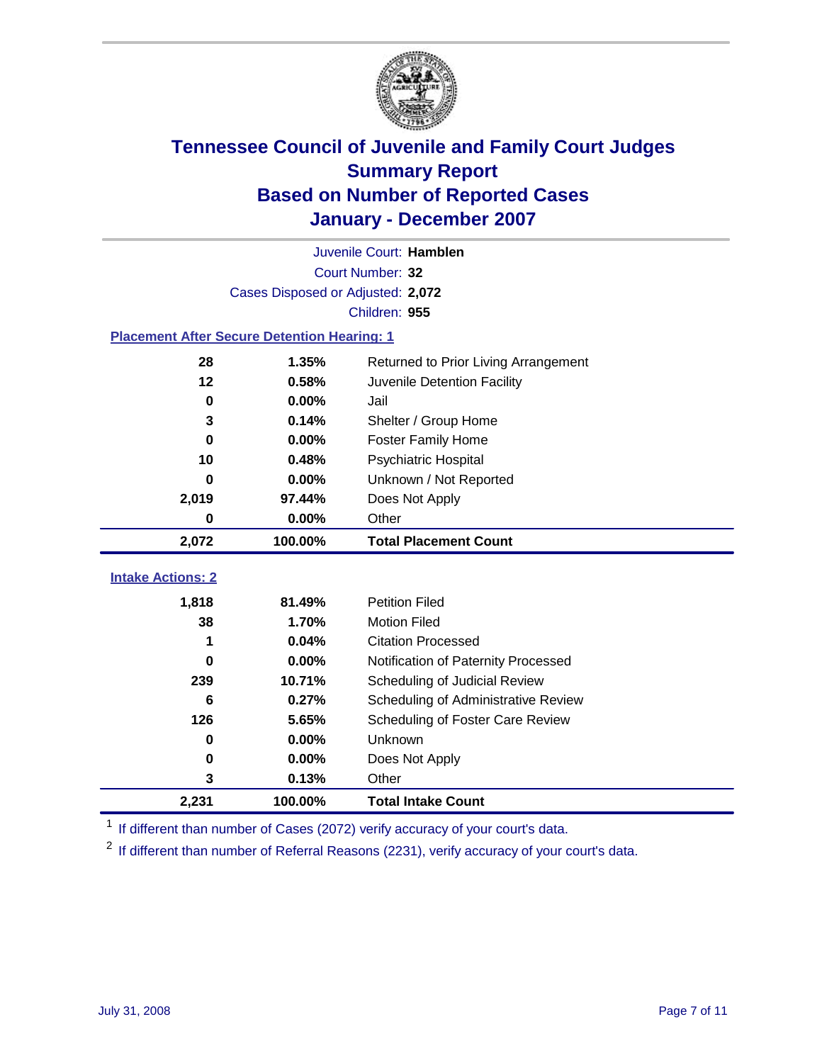# Tennessee Council of Juvenile and Family Court Judges
## Summary Report
## Based on Number of Reported Cases
## January - December 2007

Juvenile Court: **Hamblen**
Court Number: **32**
Cases Disposed or Adjusted: **2,072**
Children: **955**

### Placement After Secure Detention Hearing: 1

| | | |
|---|---|---|
| 28 | 1.35% | Returned to Prior Living Arrangement |
| 12 | 0.58% | Juvenile Detention Facility |
| 0 | 0.00% | Jail |
| 3 | 0.14% | Shelter / Group Home |
| 0 | 0.00% | Foster Family Home |
| 10 | 0.48% | Psychiatric Hospital |
| 0 | 0.00% | Unknown / Not Reported |
| 2,019 | 97.44% | Does Not Apply |
| 0 | 0.00% | Other |
| **2,072** | **100.00%** | **Total Placement Count** |

### Intake Actions: 2

| | | |
|---|---|---|
| 1,818 | 81.49% | Petition Filed |
| 38 | 1.70% | Motion Filed |
| 1 | 0.04% | Citation Processed |
| 0 | 0.00% | Notification of Paternity Processed |
| 239 | 10.71% | Scheduling of Judicial Review |
| 6 | 0.27% | Scheduling of Administrative Review |
| 126 | 5.65% | Scheduling of Foster Care Review |
| 0 | 0.00% | Unknown |
| 0 | 0.00% | Does Not Apply |
| 3 | 0.13% | Other |
| **2,231** | **100.00%** | **Total Intake Count** |

[1] If different than number of Cases (2072) verify accuracy of your court's data.

[2] If different than number of Referral Reasons (2231), verify accuracy of your court's data.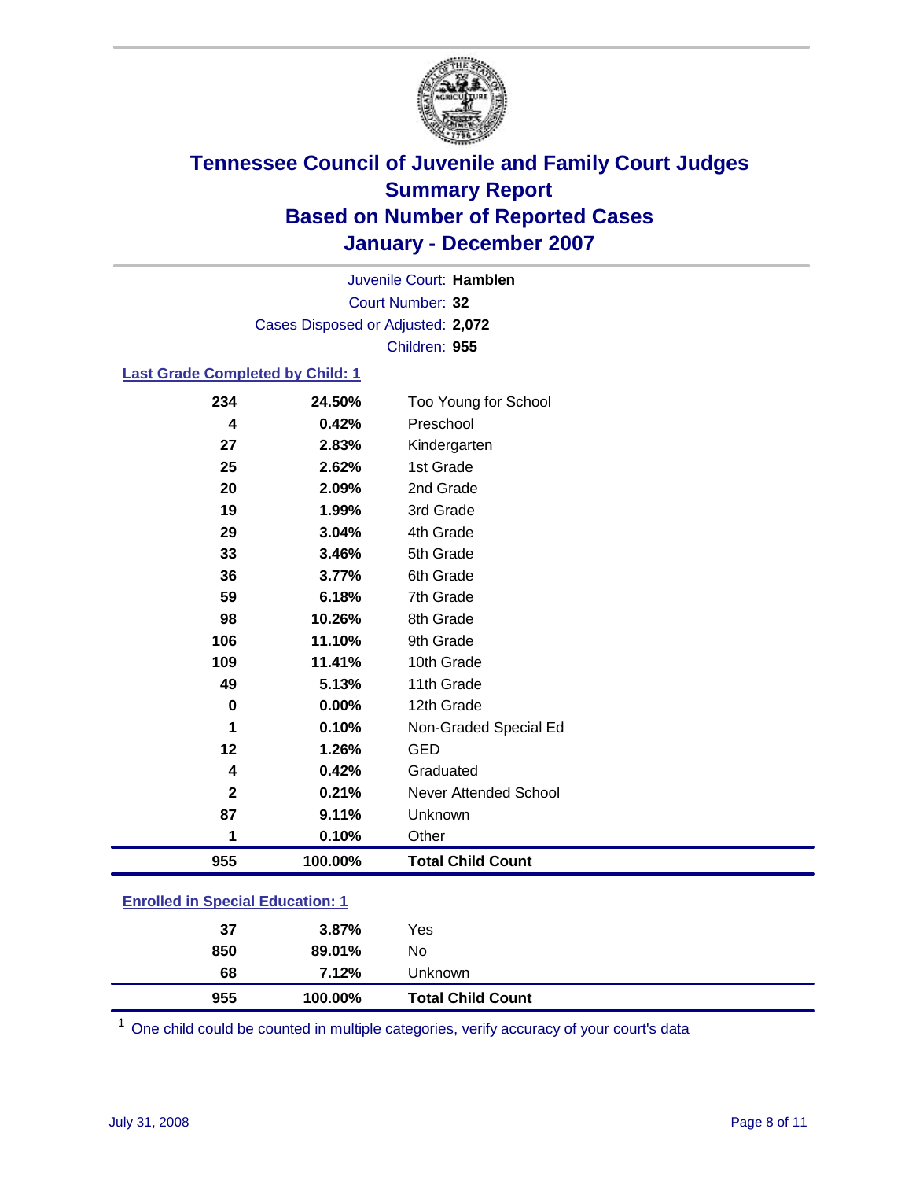# Tennessee Council of Juvenile and Family Court Judges
## Summary Report
## Based on Number of Reported Cases
## January - December 2007

Juvenile Court: **Hamblen**
Court Number: **32**
Cases Disposed or Adjusted: **2,072**
Children: **955**

### Last Grade Completed by Child: 1

| Count | Percent | Category |
|---|---|---|
| 234 | 24.50% | Too Young for School |
| 4 | 0.42% | Preschool |
| 27 | 2.83% | Kindergarten |
| 25 | 2.62% | 1st Grade |
| 20 | 2.09% | 2nd Grade |
| 19 | 1.99% | 3rd Grade |
| 29 | 3.04% | 4th Grade |
| 33 | 3.46% | 5th Grade |
| 36 | 3.77% | 6th Grade |
| 59 | 6.18% | 7th Grade |
| 98 | 10.26% | 8th Grade |
| 106 | 11.10% | 9th Grade |
| 109 | 11.41% | 10th Grade |
| 49 | 5.13% | 11th Grade |
| 0 | 0.00% | 12th Grade |
| 1 | 0.10% | Non-Graded Special Ed |
| 12 | 1.26% | GED |
| 4 | 0.42% | Graduated |
| 2 | 0.21% | Never Attended School |
| 87 | 9.11% | Unknown |
| 1 | 0.10% | Other |
| **955** | **100.00%** | **Total Child Count** |

### Enrolled in Special Education: 1

| Count | Percent | Category |
|---|---|---|
| 37 | 3.87% | Yes |
| 850 | 89.01% | No |
| 68 | 7.12% | Unknown |
| **955** | **100.00%** | **Total Child Count** |

[1] One child could be counted in multiple categories, verify accuracy of your court's data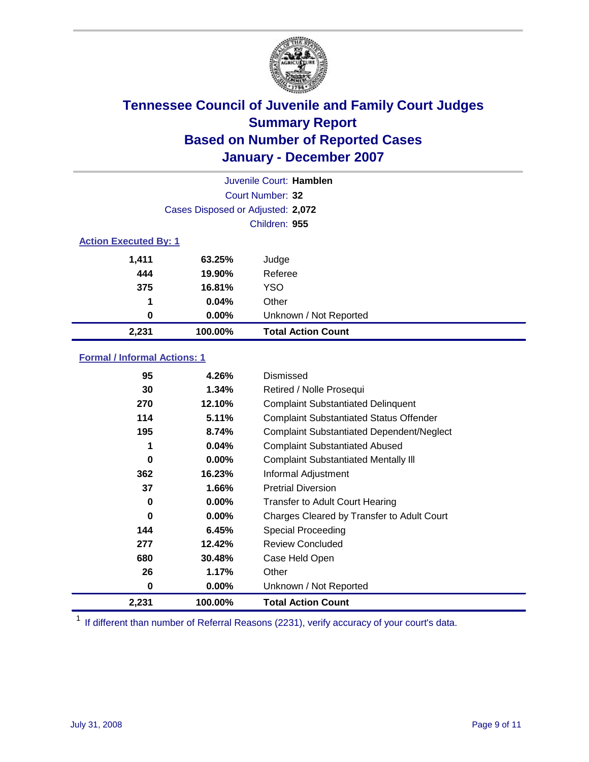# Tennessee Council of Juvenile and Family Court Judges
## Summary Report
## Based on Number of Reported Cases
## January - December 2007

Juvenile Court: **Hamblen**
Court Number: **32**
Cases Disposed or Adjusted: **2,072**
Children: **955**

### Action Executed By: 1

| | | |
|---|---|---|
| 1,411 | 63.25% | Judge |
| 444 | 19.90% | Referee |
| 375 | 16.81% | YSO |
| 1 | 0.04% | Other |
| 0 | 0.00% | Unknown / Not Reported |
| **2,231** | **100.00%** | **Total Action Count** |

### Formal / Informal Actions: 1

| | | |
|---|---|---|
| 95 | 4.26% | Dismissed |
| 30 | 1.34% | Retired / Nolle Prosequi |
| 270 | 12.10% | Complaint Substantiated Delinquent |
| 114 | 5.11% | Complaint Substantiated Status Offender |
| 195 | 8.74% | Complaint Substantiated Dependent/Neglect |
| 1 | 0.04% | Complaint Substantiated Abused |
| 0 | 0.00% | Complaint Substantiated Mentally Ill |
| 362 | 16.23% | Informal Adjustment |
| 37 | 1.66% | Pretrial Diversion |
| 0 | 0.00% | Transfer to Adult Court Hearing |
| 0 | 0.00% | Charges Cleared by Transfer to Adult Court |
| 144 | 6.45% | Special Proceeding |
| 277 | 12.42% | Review Concluded |
| 680 | 30.48% | Case Held Open |
| 26 | 1.17% | Other |
| 0 | 0.00% | Unknown / Not Reported |
| **2,231** | **100.00%** | **Total Action Count** |

[1] If different than number of Referral Reasons (2231), verify accuracy of your court's data.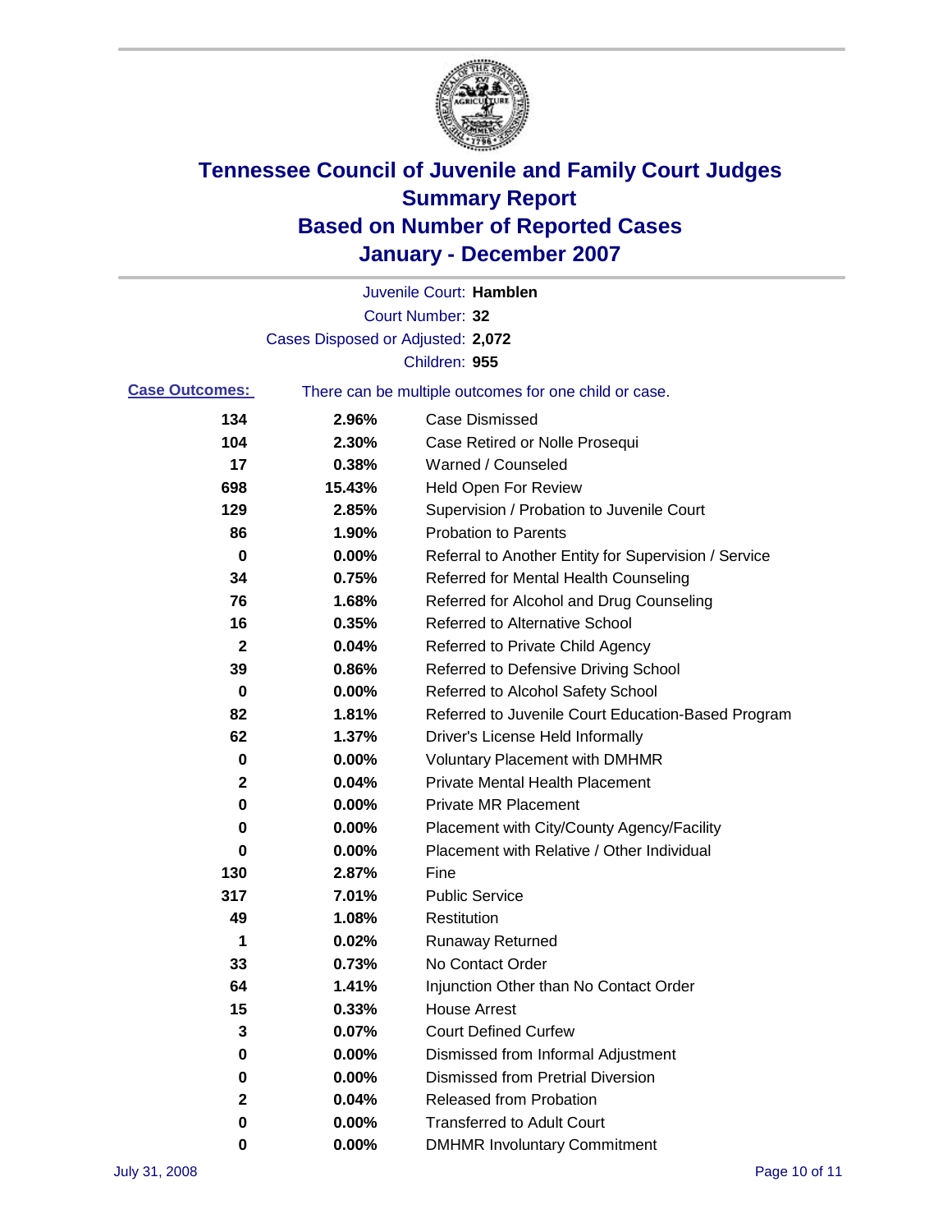# Tennessee Council of Juvenile and Family Court Judges
## Summary Report
## Based on Number of Reported Cases
## January - December 2007

Juvenile Court: **Hamblen**

Court Number: **32**

Cases Disposed or Adjusted: **2,072**

Children: **955**

**Case Outcomes:** There can be multiple outcomes for one child or case.

| Count | Percent | Outcome |
|---|---|---|
| 134 | 2.96% | Case Dismissed |
| 104 | 2.30% | Case Retired or Nolle Prosequi |
| 17 | 0.38% | Warned / Counseled |
| 698 | 15.43% | Held Open For Review |
| 129 | 2.85% | Supervision / Probation to Juvenile Court |
| 86 | 1.90% | Probation to Parents |
| 0 | 0.00% | Referral to Another Entity for Supervision / Service |
| 34 | 0.75% | Referred for Mental Health Counseling |
| 76 | 1.68% | Referred for Alcohol and Drug Counseling |
| 16 | 0.35% | Referred to Alternative School |
| 2 | 0.04% | Referred to Private Child Agency |
| 39 | 0.86% | Referred to Defensive Driving School |
| 0 | 0.00% | Referred to Alcohol Safety School |
| 82 | 1.81% | Referred to Juvenile Court Education-Based Program |
| 62 | 1.37% | Driver's License Held Informally |
| 0 | 0.00% | Voluntary Placement with DMHMR |
| 2 | 0.04% | Private Mental Health Placement |
| 0 | 0.00% | Private MR Placement |
| 0 | 0.00% | Placement with City/County Agency/Facility |
| 0 | 0.00% | Placement with Relative / Other Individual |
| 130 | 2.87% | Fine |
| 317 | 7.01% | Public Service |
| 49 | 1.08% | Restitution |
| 1 | 0.02% | Runaway Returned |
| 33 | 0.73% | No Contact Order |
| 64 | 1.41% | Injunction Other than No Contact Order |
| 15 | 0.33% | House Arrest |
| 3 | 0.07% | Court Defined Curfew |
| 0 | 0.00% | Dismissed from Informal Adjustment |
| 0 | 0.00% | Dismissed from Pretrial Diversion |
| 2 | 0.04% | Released from Probation |
| 0 | 0.00% | Transferred to Adult Court |
| 0 | 0.00% | DMHMR Involuntary Commitment |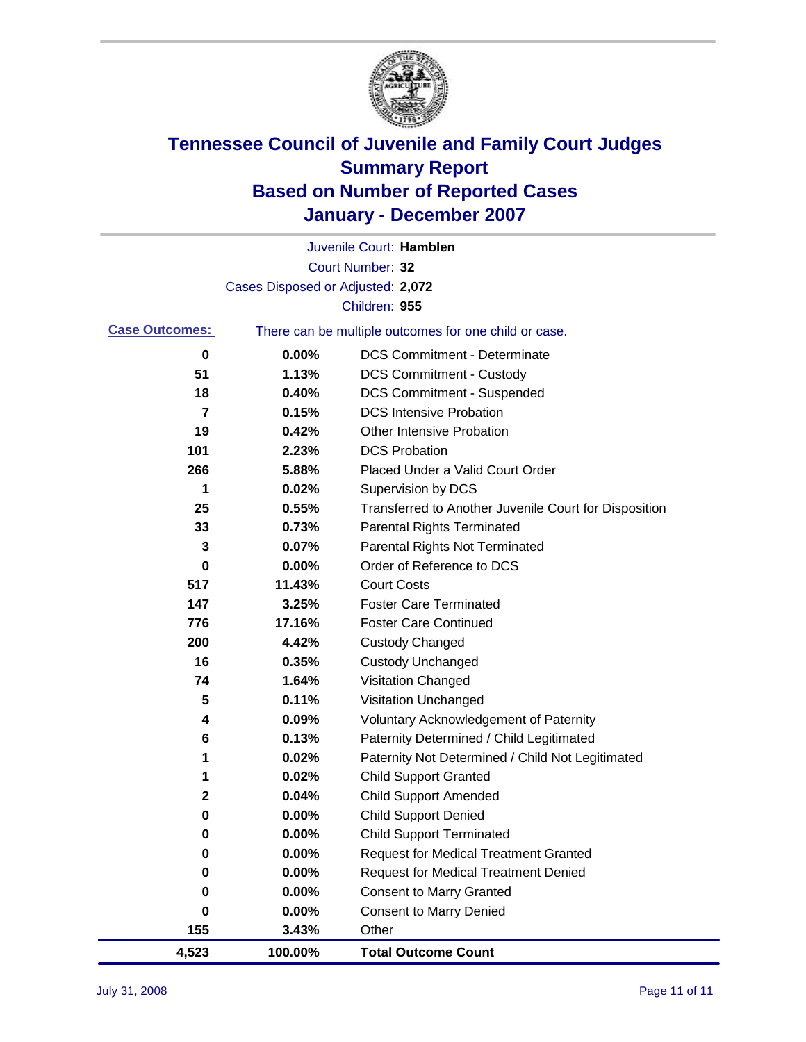# Tennessee Council of Juvenile and Family Court Judges
## Summary Report
## Based on Number of Reported Cases
## January - December 2007

Juvenile Court: **Hamblen**

Court Number: **32**

Cases Disposed or Adjusted: **2,072**

Children: **955**

**Case Outcomes:** There can be multiple outcomes for one child or case.

| | | |
|---|---|---|
| 0 | 0.00% | DCS Commitment - Determinate |
| 51 | 1.13% | DCS Commitment - Custody |
| 18 | 0.40% | DCS Commitment - Suspended |
| 7 | 0.15% | DCS Intensive Probation |
| 19 | 0.42% | Other Intensive Probation |
| 101 | 2.23% | DCS Probation |
| 266 | 5.88% | Placed Under a Valid Court Order |
| 1 | 0.02% | Supervision by DCS |
| 25 | 0.55% | Transferred to Another Juvenile Court for Disposition |
| 33 | 0.73% | Parental Rights Terminated |
| 3 | 0.07% | Parental Rights Not Terminated |
| 0 | 0.00% | Order of Reference to DCS |
| 517 | 11.43% | Court Costs |
| 147 | 3.25% | Foster Care Terminated |
| 776 | 17.16% | Foster Care Continued |
| 200 | 4.42% | Custody Changed |
| 16 | 0.35% | Custody Unchanged |
| 74 | 1.64% | Visitation Changed |
| 5 | 0.11% | Visitation Unchanged |
| 4 | 0.09% | Voluntary Acknowledgement of Paternity |
| 6 | 0.13% | Paternity Determined / Child Legitimated |
| 1 | 0.02% | Paternity Not Determined / Child Not Legitimated |
| 1 | 0.02% | Child Support Granted |
| 2 | 0.04% | Child Support Amended |
| 0 | 0.00% | Child Support Denied |
| 0 | 0.00% | Child Support Terminated |
| 0 | 0.00% | Request for Medical Treatment Granted |
| 0 | 0.00% | Request for Medical Treatment Denied |
| 0 | 0.00% | Consent to Marry Granted |
| 0 | 0.00% | Consent to Marry Denied |
| 155 | 3.43% | Other |
| **4,523** | **100.00%** | **Total Outcome Count** |

July 31, 2008